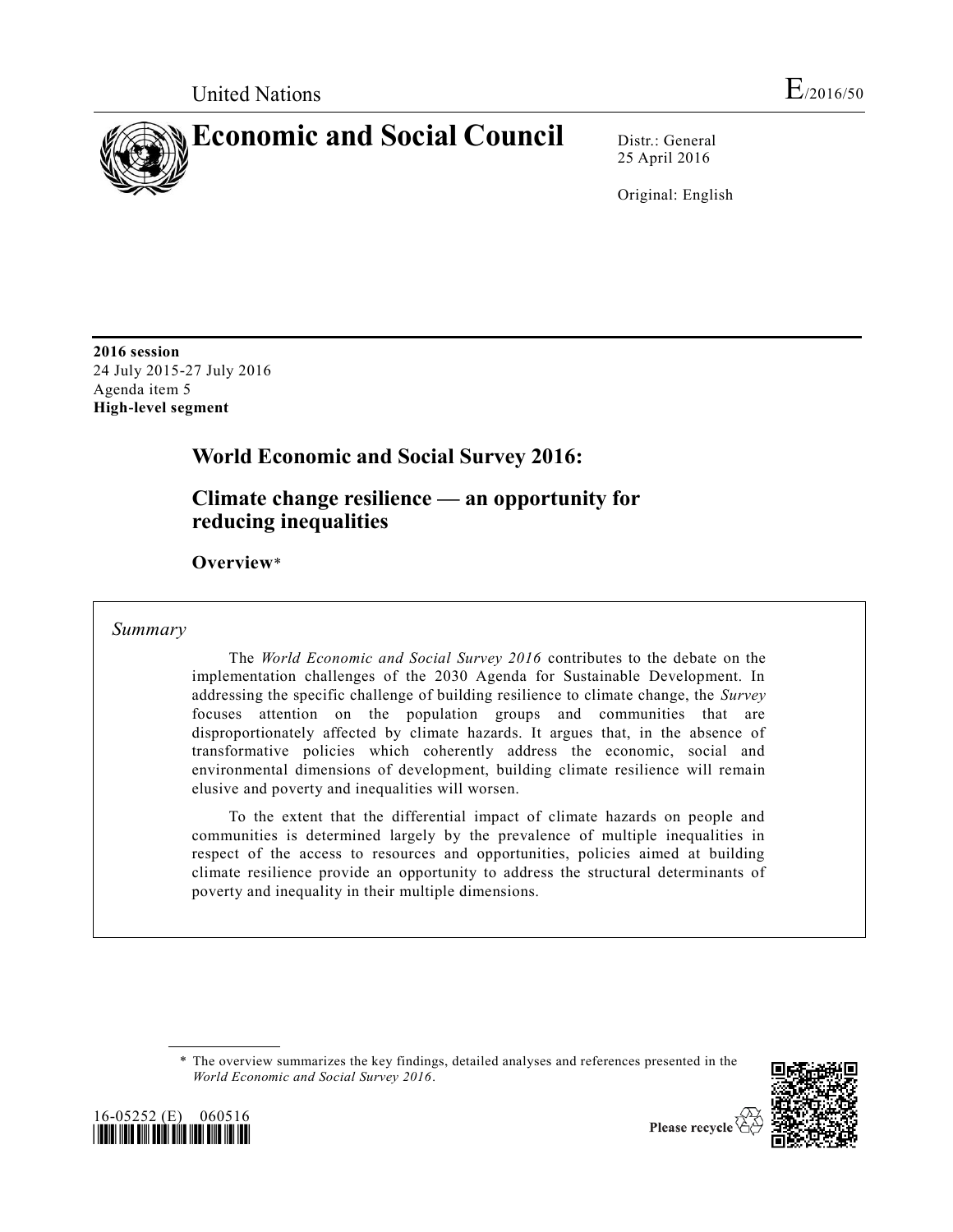United Nations E/2016/50

# Economic and Social Council

Distr.: General
25 April 2016

Original: English

**2016 session**
24 July 2015-27 July 2016
Agenda item 5
**High-level segment**

## World Economic and Social Survey 2016:

## Climate change resilience — an opportunity for reducing inequalities

### Overview*

*Summary*

The *World Economic and Social Survey 2016* contributes to the debate on the implementation challenges of the 2030 Agenda for Sustainable Development. In addressing the specific challenge of building resilience to climate change, the *Survey* focuses attention on the population groups and communities that are disproportionately affected by climate hazards. It argues that, in the absence of transformative policies which coherently address the economic, social and environmental dimensions of development, building climate resilience will remain elusive and poverty and inequalities will worsen.

To the extent that the differential impact of climate hazards on people and communities is determined largely by the prevalence of multiple inequalities in respect of the access to resources and opportunities, policies aimed at building climate resilience provide an opportunity to address the structural determinants of poverty and inequality in their multiple dimensions.

\* The overview summarizes the key findings, detailed analyses and references presented in the *World Economic and Social Survey 2016*.

16-05252 (E) 060516

Please recycle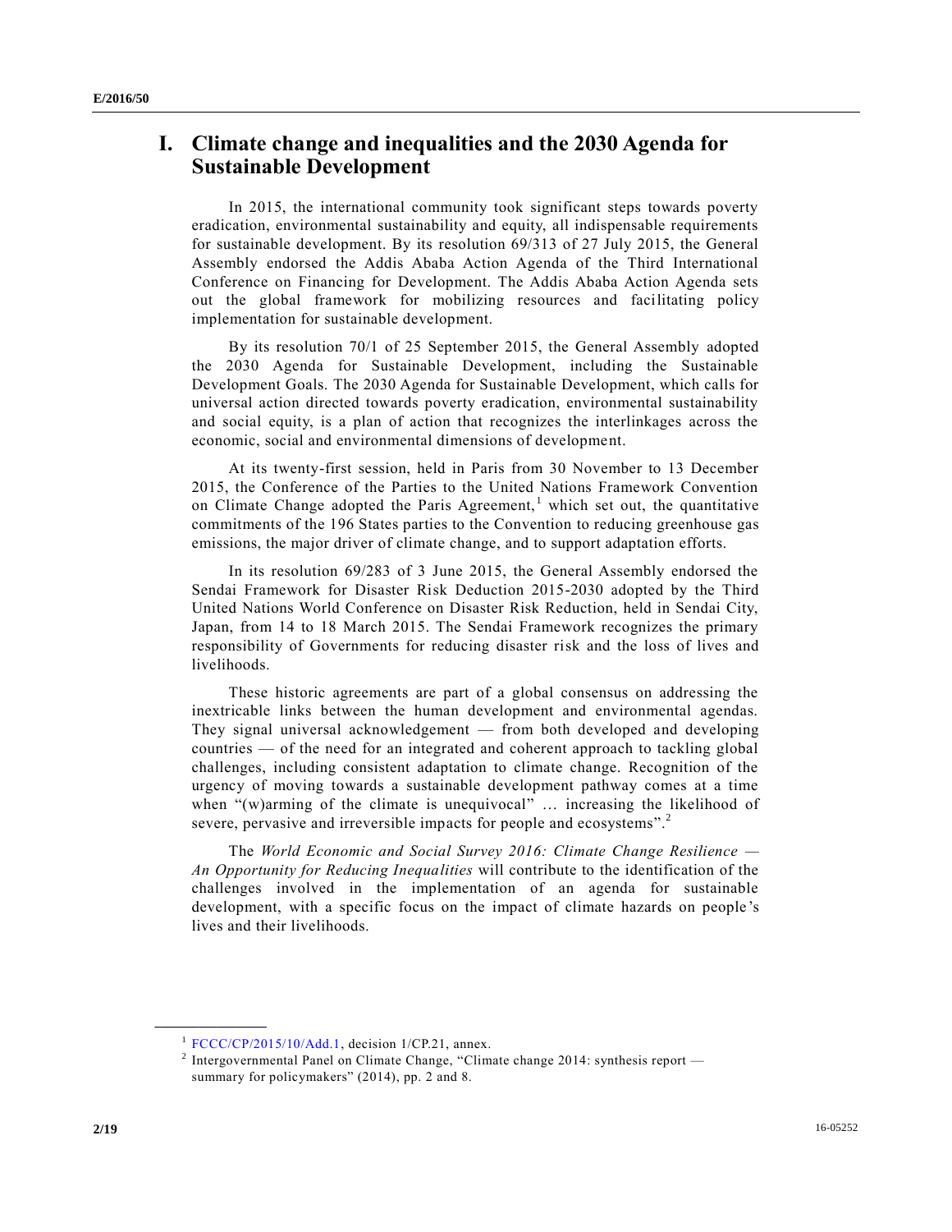# I. Climate change and inequalities and the 2030 Agenda for Sustainable Development

In 2015, the international community took significant steps towards poverty eradication, environmental sustainability and equity, all indispensable requirements for sustainable development. By its resolution 69/313 of 27 July 2015, the General Assembly endorsed the Addis Ababa Action Agenda of the Third International Conference on Financing for Development. The Addis Ababa Action Agenda sets out the global framework for mobilizing resources and facilitating policy implementation for sustainable development.

By its resolution 70/1 of 25 September 2015, the General Assembly adopted the 2030 Agenda for Sustainable Development, including the Sustainable Development Goals. The 2030 Agenda for Sustainable Development, which calls for universal action directed towards poverty eradication, environmental sustainability and social equity, is a plan of action that recognizes the interlinkages across the economic, social and environmental dimensions of development.

At its twenty-first session, held in Paris from 30 November to 13 December 2015, the Conference of the Parties to the United Nations Framework Convention on Climate Change adopted the Paris Agreement,[1] which set out, the quantitative commitments of the 196 States parties to the Convention to reducing greenhouse gas emissions, the major driver of climate change, and to support adaptation efforts.

In its resolution 69/283 of 3 June 2015, the General Assembly endorsed the Sendai Framework for Disaster Risk Deduction 2015-2030 adopted by the Third United Nations World Conference on Disaster Risk Reduction, held in Sendai City, Japan, from 14 to 18 March 2015. The Sendai Framework recognizes the primary responsibility of Governments for reducing disaster risk and the loss of lives and livelihoods.

These historic agreements are part of a global consensus on addressing the inextricable links between the human development and environmental agendas. They signal universal acknowledgement — from both developed and developing countries — of the need for an integrated and coherent approach to tackling global challenges, including consistent adaptation to climate change. Recognition of the urgency of moving towards a sustainable development pathway comes at a time when "(w)arming of the climate is unequivocal" … increasing the likelihood of severe, pervasive and irreversible impacts for people and ecosystems".[2]

The *World Economic and Social Survey 2016: Climate Change Resilience — An Opportunity for Reducing Inequalities* will contribute to the identification of the challenges involved in the implementation of an agenda for sustainable development, with a specific focus on the impact of climate hazards on people's lives and their livelihoods.

---

[1] FCCC/CP/2015/10/Add.1, decision 1/CP.21, annex.

[2] Intergovernmental Panel on Climate Change, "Climate change 2014: synthesis report — summary for policymakers" (2014), pp. 2 and 8.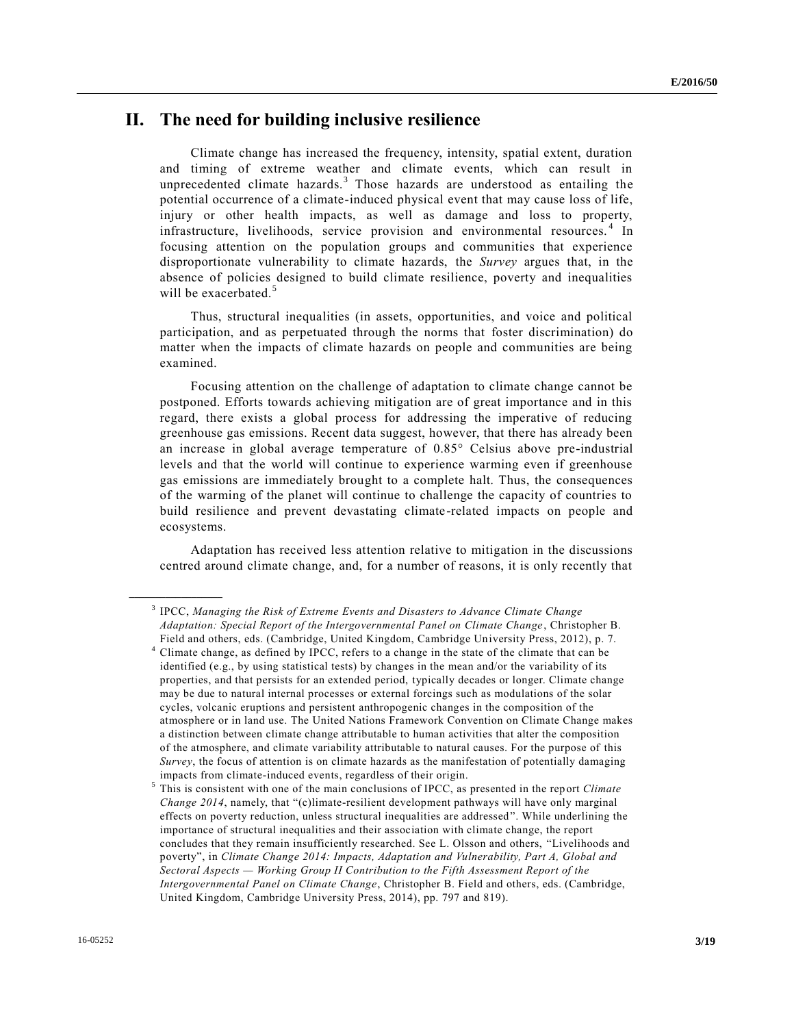## II. The need for building inclusive resilience

Climate change has increased the frequency, intensity, spatial extent, duration and timing of extreme weather and climate events, which can result in unprecedented climate hazards.[3] Those hazards are understood as entailing the potential occurrence of a climate-induced physical event that may cause loss of life, injury or other health impacts, as well as damage and loss to property, infrastructure, livelihoods, service provision and environmental resources.[4] In focusing attention on the population groups and communities that experience disproportionate vulnerability to climate hazards, the *Survey* argues that, in the absence of policies designed to build climate resilience, poverty and inequalities will be exacerbated.[5]

Thus, structural inequalities (in assets, opportunities, and voice and political participation, and as perpetuated through the norms that foster discrimination) do matter when the impacts of climate hazards on people and communities are being examined.

Focusing attention on the challenge of adaptation to climate change cannot be postponed. Efforts towards achieving mitigation are of great importance and in this regard, there exists a global process for addressing the imperative of reducing greenhouse gas emissions. Recent data suggest, however, that there has already been an increase in global average temperature of 0.85° Celsius above pre-industrial levels and that the world will continue to experience warming even if greenhouse gas emissions are immediately brought to a complete halt. Thus, the consequences of the warming of the planet will continue to challenge the capacity of countries to build resilience and prevent devastating climate-related impacts on people and ecosystems.

Adaptation has received less attention relative to mitigation in the discussions centred around climate change, and, for a number of reasons, it is only recently that

---

[3] IPCC, *Managing the Risk of Extreme Events and Disasters to Advance Climate Change Adaptation: Special Report of the Intergovernmental Panel on Climate Change*, Christopher B. Field and others, eds. (Cambridge, United Kingdom, Cambridge University Press, 2012), p. 7.

[4] Climate change, as defined by IPCC, refers to a change in the state of the climate that can be identified (e.g., by using statistical tests) by changes in the mean and/or the variability of its properties, and that persists for an extended period, typically decades or longer. Climate change may be due to natural internal processes or external forcings such as modulations of the solar cycles, volcanic eruptions and persistent anthropogenic changes in the composition of the atmosphere or in land use. The United Nations Framework Convention on Climate Change makes a distinction between climate change attributable to human activities that alter the composition of the atmosphere, and climate variability attributable to natural causes. For the purpose of this *Survey*, the focus of attention is on climate hazards as the manifestation of potentially damaging impacts from climate-induced events, regardless of their origin.

[5] This is consistent with one of the main conclusions of IPCC, as presented in the report *Climate Change 2014*, namely, that "(c)limate-resilient development pathways will have only marginal effects on poverty reduction, unless structural inequalities are addressed". While underlining the importance of structural inequalities and their association with climate change, the report concludes that they remain insufficiently researched. See L. Olsson and others, "Livelihoods and poverty", in *Climate Change 2014: Impacts, Adaptation and Vulnerability, Part A, Global and Sectoral Aspects — Working Group II Contribution to the Fifth Assessment Report of the Intergovernmental Panel on Climate Change*, Christopher B. Field and others, eds. (Cambridge, United Kingdom, Cambridge University Press, 2014), pp. 797 and 819).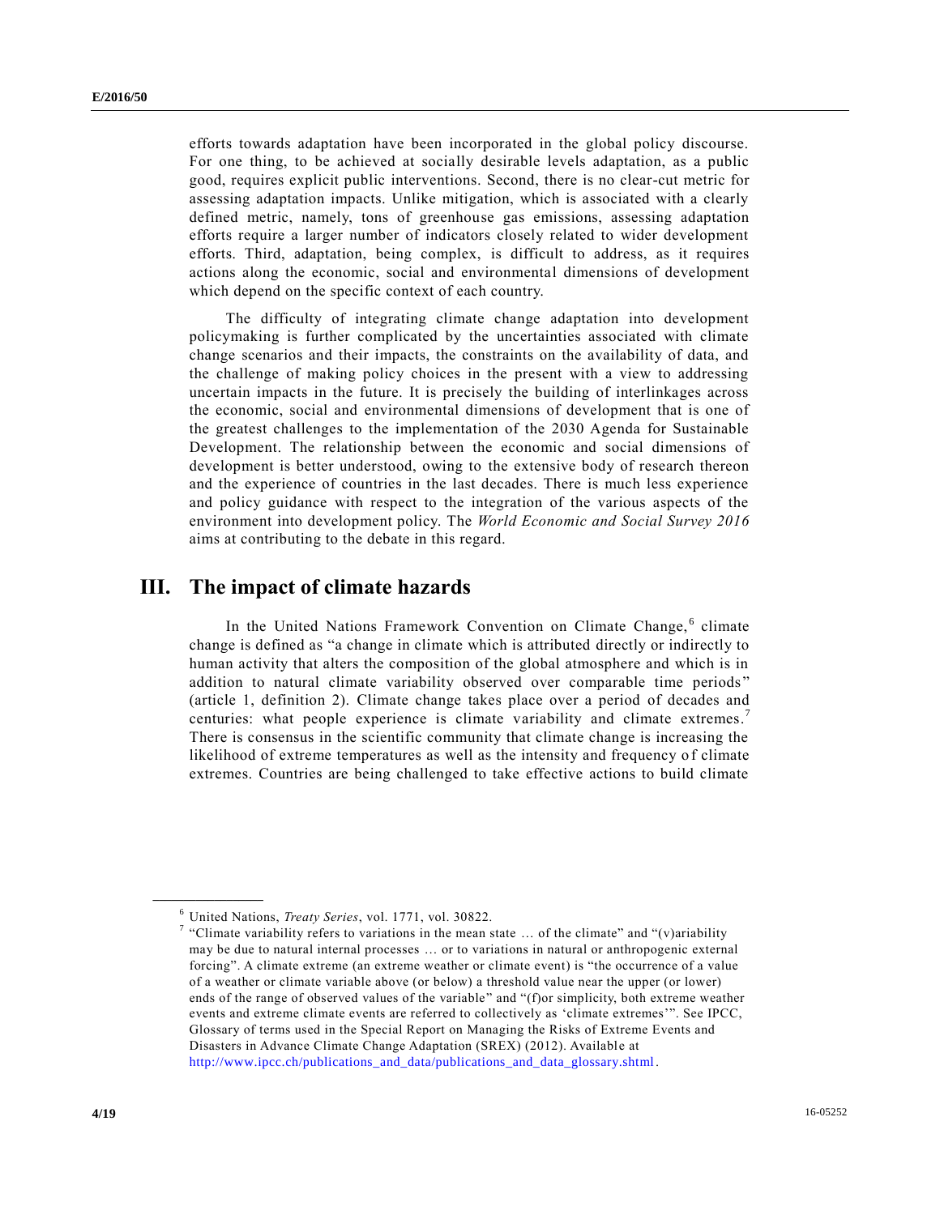efforts towards adaptation have been incorporated in the global policy discourse. For one thing, to be achieved at socially desirable levels adaptation, as a public good, requires explicit public interventions. Second, there is no clear-cut metric for assessing adaptation impacts. Unlike mitigation, which is associated with a clearly defined metric, namely, tons of greenhouse gas emissions, assessing adaptation efforts require a larger number of indicators closely related to wider development efforts. Third, adaptation, being complex, is difficult to address, as it requires actions along the economic, social and environmental dimensions of development which depend on the specific context of each country.

The difficulty of integrating climate change adaptation into development policymaking is further complicated by the uncertainties associated with climate change scenarios and their impacts, the constraints on the availability of data, and the challenge of making policy choices in the present with a view to addressing uncertain impacts in the future. It is precisely the building of interlinkages across the economic, social and environmental dimensions of development that is one of the greatest challenges to the implementation of the 2030 Agenda for Sustainable Development. The relationship between the economic and social dimensions of development is better understood, owing to the extensive body of research thereon and the experience of countries in the last decades. There is much less experience and policy guidance with respect to the integration of the various aspects of the environment into development policy. The *World Economic and Social Survey 2016* aims at contributing to the debate in this regard.

## III. The impact of climate hazards

In the United Nations Framework Convention on Climate Change,[6] climate change is defined as "a change in climate which is attributed directly or indirectly to human activity that alters the composition of the global atmosphere and which is in addition to natural climate variability observed over comparable time periods" (article 1, definition 2). Climate change takes place over a period of decades and centuries: what people experience is climate variability and climate extremes.[7] There is consensus in the scientific community that climate change is increasing the likelihood of extreme temperatures as well as the intensity and frequency of climate extremes. Countries are being challenged to take effective actions to build climate

---

[6] United Nations, *Treaty Series*, vol. 1771, vol. 30822.

[7] "Climate variability refers to variations in the mean state … of the climate" and "(v)ariability may be due to natural internal processes … or to variations in natural or anthropogenic external forcing". A climate extreme (an extreme weather or climate event) is "the occurrence of a value of a weather or climate variable above (or below) a threshold value near the upper (or lower) ends of the range of observed values of the variable" and "(f)or simplicity, both extreme weather events and extreme climate events are referred to collectively as 'climate extremes'". See IPCC, Glossary of terms used in the Special Report on Managing the Risks of Extreme Events and Disasters in Advance Climate Change Adaptation (SREX) (2012). Available at http://www.ipcc.ch/publications_and_data/publications_and_data_glossary.shtml.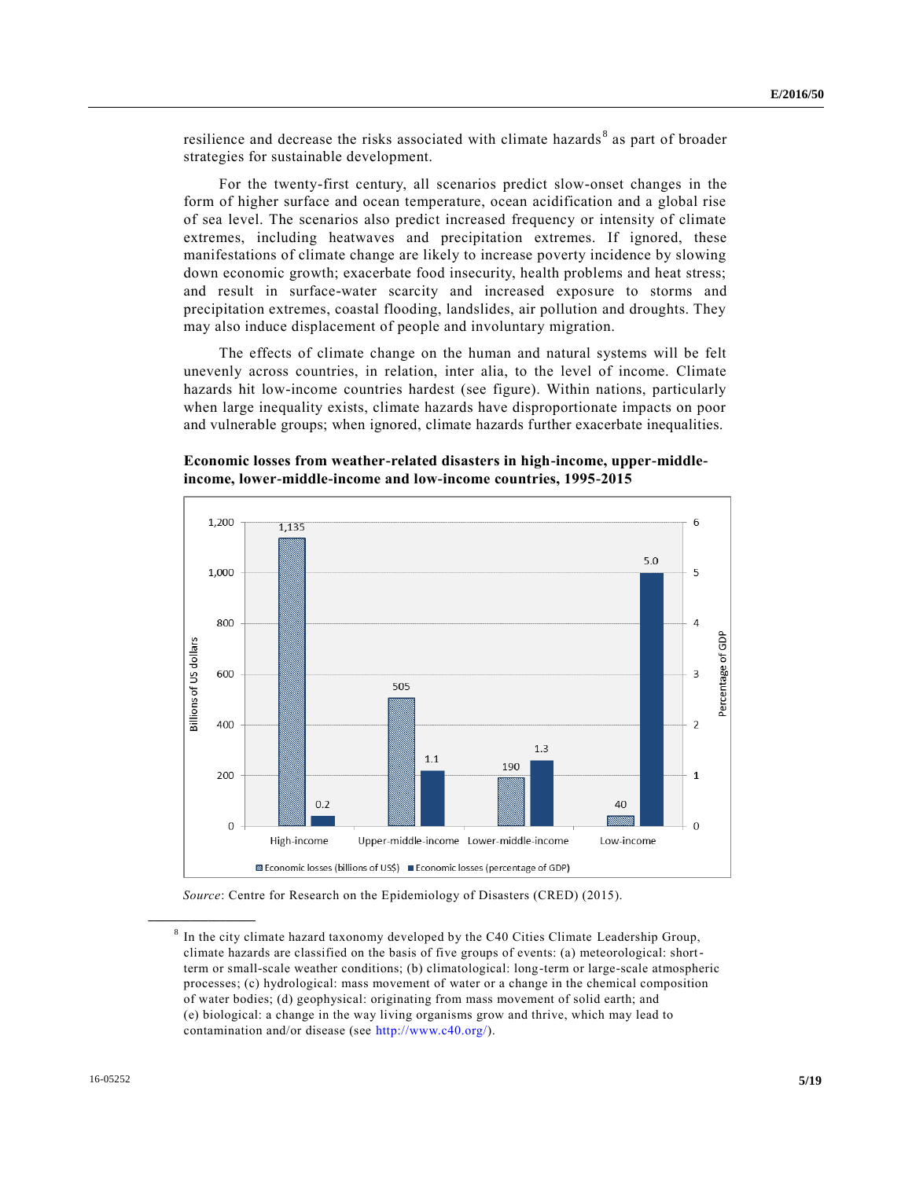resilience and decrease the risks associated with climate hazards[8] as part of broader strategies for sustainable development.

For the twenty-first century, all scenarios predict slow-onset changes in the form of higher surface and ocean temperature, ocean acidification and a global rise of sea level. The scenarios also predict increased frequency or intensity of climate extremes, including heatwaves and precipitation extremes. If ignored, these manifestations of climate change are likely to increase poverty incidence by slowing down economic growth; exacerbate food insecurity, health problems and heat stress; and result in surface-water scarcity and increased exposure to storms and precipitation extremes, coastal flooding, landslides, air pollution and droughts. They may also induce displacement of people and involuntary migration.

The effects of climate change on the human and natural systems will be felt unevenly across countries, in relation, inter alia, to the level of income. Climate hazards hit low-income countries hardest (see figure). Within nations, particularly when large inequality exists, climate hazards have disproportionate impacts on poor and vulnerable groups; when ignored, climate hazards further exacerbate inequalities.

**Economic losses from weather-related disasters in high-income, upper-middle-income, lower-middle-income and low-income countries, 1995-2015**

| | High-income | Upper-middle-income | Lower-middle-income | Low-income |
|---|---|---|---|---|
| Economic losses (billions of US$) | 1,135 | 505 | 190 | 40 |
| Economic losses (percentage of GDP) | 0.2 | 1.1 | 1.3 | 5.0 |

*Source*: Centre for Research on the Epidemiology of Disasters (CRED) (2015).

---

[8] In the city climate hazard taxonomy developed by the C40 Cities Climate Leadership Group, climate hazards are classified on the basis of five groups of events: (a) meteorological: short-term or small-scale weather conditions; (b) climatological: long-term or large-scale atmospheric processes; (c) hydrological: mass movement of water or a change in the chemical composition of water bodies; (d) geophysical: originating from mass movement of solid earth; and (e) biological: a change in the way living organisms grow and thrive, which may lead to contamination and/or disease (see http://www.c40.org/).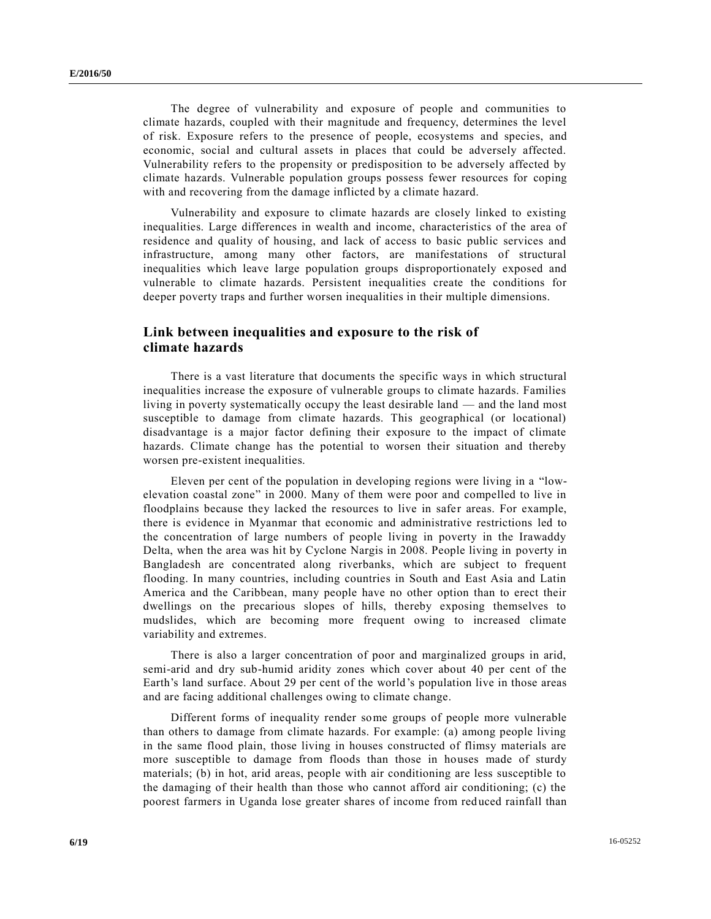The degree of vulnerability and exposure of people and communities to climate hazards, coupled with their magnitude and frequency, determines the level of risk. Exposure refers to the presence of people, ecosystems and species, and economic, social and cultural assets in places that could be adversely affected. Vulnerability refers to the propensity or predisposition to be adversely affected by climate hazards. Vulnerable population groups possess fewer resources for coping with and recovering from the damage inflicted by a climate hazard.

Vulnerability and exposure to climate hazards are closely linked to existing inequalities. Large differences in wealth and income, characteristics of the area of residence and quality of housing, and lack of access to basic public services and infrastructure, among many other factors, are manifestations of structural inequalities which leave large population groups disproportionately exposed and vulnerable to climate hazards. Persistent inequalities create the conditions for deeper poverty traps and further worsen inequalities in their multiple dimensions.

## Link between inequalities and exposure to the risk of climate hazards

There is a vast literature that documents the specific ways in which structural inequalities increase the exposure of vulnerable groups to climate hazards. Families living in poverty systematically occupy the least desirable land — and the land most susceptible to damage from climate hazards. This geographical (or locational) disadvantage is a major factor defining their exposure to the impact of climate hazards. Climate change has the potential to worsen their situation and thereby worsen pre-existent inequalities.

Eleven per cent of the population in developing regions were living in a "low-elevation coastal zone" in 2000. Many of them were poor and compelled to live in floodplains because they lacked the resources to live in safer areas. For example, there is evidence in Myanmar that economic and administrative restrictions led to the concentration of large numbers of people living in poverty in the Irawaddy Delta, when the area was hit by Cyclone Nargis in 2008. People living in poverty in Bangladesh are concentrated along riverbanks, which are subject to frequent flooding. In many countries, including countries in South and East Asia and Latin America and the Caribbean, many people have no other option than to erect their dwellings on the precarious slopes of hills, thereby exposing themselves to mudslides, which are becoming more frequent owing to increased climate variability and extremes.

There is also a larger concentration of poor and marginalized groups in arid, semi-arid and dry sub-humid aridity zones which cover about 40 per cent of the Earth's land surface. About 29 per cent of the world's population live in those areas and are facing additional challenges owing to climate change.

Different forms of inequality render some groups of people more vulnerable than others to damage from climate hazards. For example: (a) among people living in the same flood plain, those living in houses constructed of flimsy materials are more susceptible to damage from floods than those in houses made of sturdy materials; (b) in hot, arid areas, people with air conditioning are less susceptible to the damaging of their health than those who cannot afford air conditioning; (c) the poorest farmers in Uganda lose greater shares of income from reduced rainfall than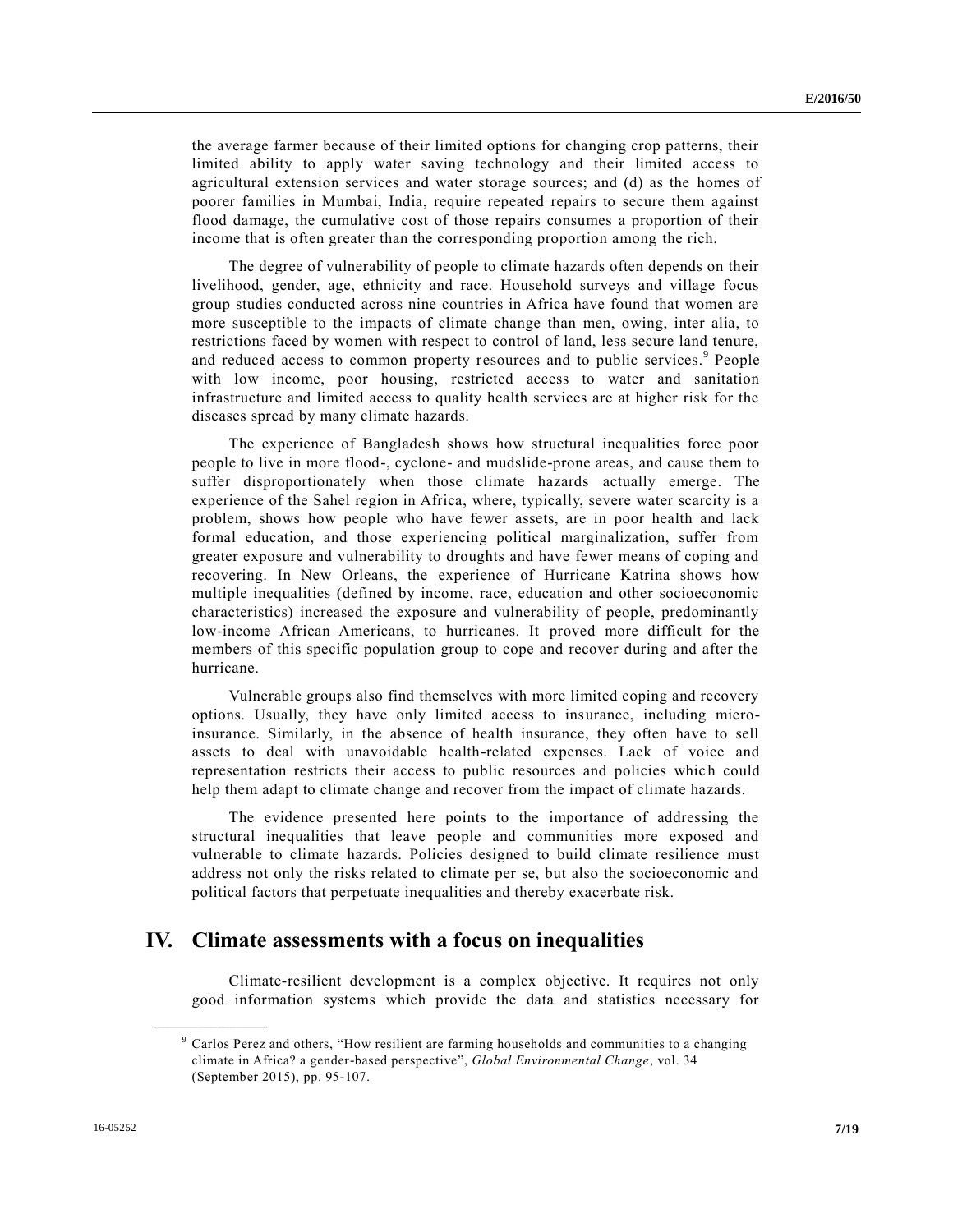the average farmer because of their limited options for changing crop patterns, their limited ability to apply water saving technology and their limited access to agricultural extension services and water storage sources; and (d) as the homes of poorer families in Mumbai, India, require repeated repairs to secure them against flood damage, the cumulative cost of those repairs consumes a proportion of their income that is often greater than the corresponding proportion among the rich.

The degree of vulnerability of people to climate hazards often depends on their livelihood, gender, age, ethnicity and race. Household surveys and village focus group studies conducted across nine countries in Africa have found that women are more susceptible to the impacts of climate change than men, owing, inter alia, to restrictions faced by women with respect to control of land, less secure land tenure, and reduced access to common property resources and to public services.[9] People with low income, poor housing, restricted access to water and sanitation infrastructure and limited access to quality health services are at higher risk for the diseases spread by many climate hazards.

The experience of Bangladesh shows how structural inequalities force poor people to live in more flood-, cyclone- and mudslide-prone areas, and cause them to suffer disproportionately when those climate hazards actually emerge. The experience of the Sahel region in Africa, where, typically, severe water scarcity is a problem, shows how people who have fewer assets, are in poor health and lack formal education, and those experiencing political marginalization, suffer from greater exposure and vulnerability to droughts and have fewer means of coping and recovering. In New Orleans, the experience of Hurricane Katrina shows how multiple inequalities (defined by income, race, education and other socioeconomic characteristics) increased the exposure and vulnerability of people, predominantly low-income African Americans, to hurricanes. It proved more difficult for the members of this specific population group to cope and recover during and after the hurricane.

Vulnerable groups also find themselves with more limited coping and recovery options. Usually, they have only limited access to insurance, including micro-insurance. Similarly, in the absence of health insurance, they often have to sell assets to deal with unavoidable health-related expenses. Lack of voice and representation restricts their access to public resources and policies which could help them adapt to climate change and recover from the impact of climate hazards.

The evidence presented here points to the importance of addressing the structural inequalities that leave people and communities more exposed and vulnerable to climate hazards. Policies designed to build climate resilience must address not only the risks related to climate per se, but also the socioeconomic and political factors that perpetuate inequalities and thereby exacerbate risk.

## IV. Climate assessments with a focus on inequalities

Climate-resilient development is a complex objective. It requires not only good information systems which provide the data and statistics necessary for

[9] Carlos Perez and others, "How resilient are farming households and communities to a changing climate in Africa? a gender-based perspective", *Global Environmental Change*, vol. 34 (September 2015), pp. 95-107.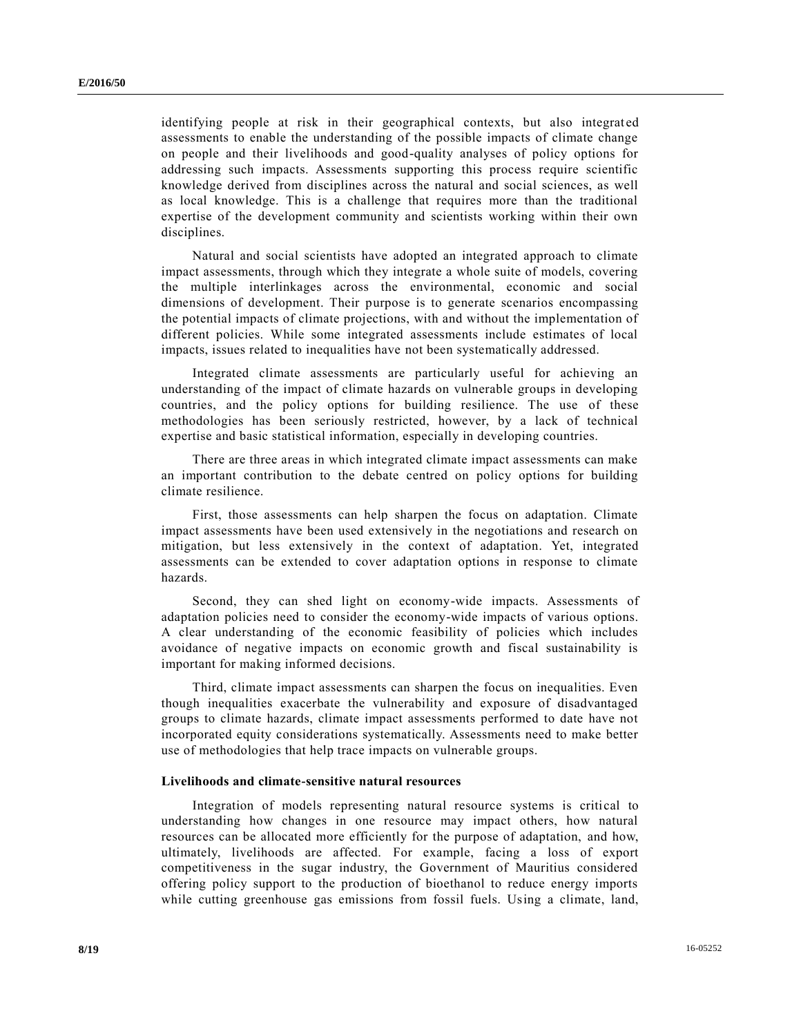identifying people at risk in their geographical contexts, but also integrated assessments to enable the understanding of the possible impacts of climate change on people and their livelihoods and good-quality analyses of policy options for addressing such impacts. Assessments supporting this process require scientific knowledge derived from disciplines across the natural and social sciences, as well as local knowledge. This is a challenge that requires more than the traditional expertise of the development community and scientists working within their own disciplines.

Natural and social scientists have adopted an integrated approach to climate impact assessments, through which they integrate a whole suite of models, covering the multiple interlinkages across the environmental, economic and social dimensions of development. Their purpose is to generate scenarios encompassing the potential impacts of climate projections, with and without the implementation of different policies. While some integrated assessments include estimates of local impacts, issues related to inequalities have not been systematically addressed.

Integrated climate assessments are particularly useful for achieving an understanding of the impact of climate hazards on vulnerable groups in developing countries, and the policy options for building resilience. The use of these methodologies has been seriously restricted, however, by a lack of technical expertise and basic statistical information, especially in developing countries.

There are three areas in which integrated climate impact assessments can make an important contribution to the debate centred on policy options for building climate resilience.

First, those assessments can help sharpen the focus on adaptation. Climate impact assessments have been used extensively in the negotiations and research on mitigation, but less extensively in the context of adaptation. Yet, integrated assessments can be extended to cover adaptation options in response to climate hazards.

Second, they can shed light on economy-wide impacts. Assessments of adaptation policies need to consider the economy-wide impacts of various options. A clear understanding of the economic feasibility of policies which includes avoidance of negative impacts on economic growth and fiscal sustainability is important for making informed decisions.

Third, climate impact assessments can sharpen the focus on inequalities. Even though inequalities exacerbate the vulnerability and exposure of disadvantaged groups to climate hazards, climate impact assessments performed to date have not incorporated equity considerations systematically. Assessments need to make better use of methodologies that help trace impacts on vulnerable groups.

**Livelihoods and climate-sensitive natural resources**

Integration of models representing natural resource systems is critical to understanding how changes in one resource may impact others, how natural resources can be allocated more efficiently for the purpose of adaptation, and how, ultimately, livelihoods are affected. For example, facing a loss of export competitiveness in the sugar industry, the Government of Mauritius considered offering policy support to the production of bioethanol to reduce energy imports while cutting greenhouse gas emissions from fossil fuels. Using a climate, land,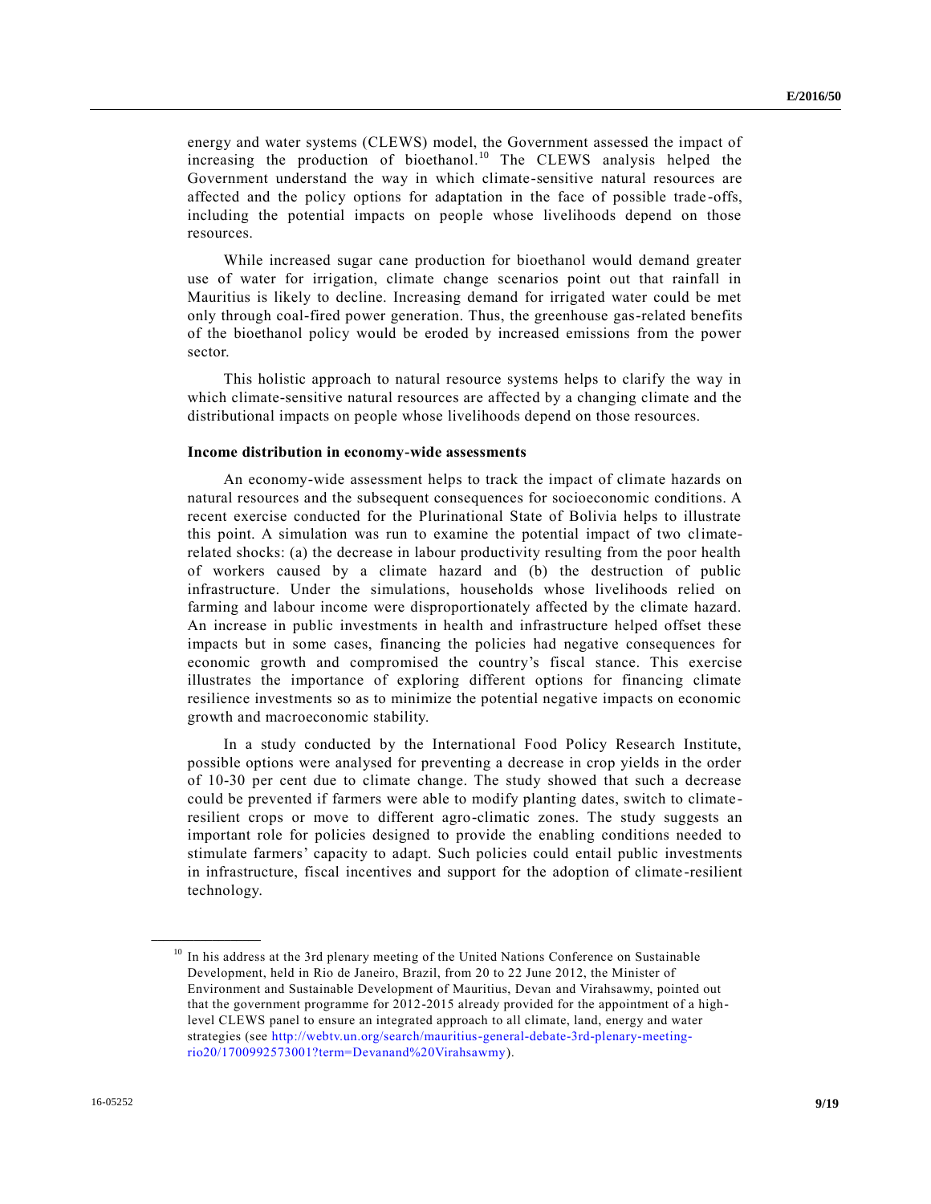energy and water systems (CLEWS) model, the Government assessed the impact of increasing the production of bioethanol.[10] The CLEWS analysis helped the Government understand the way in which climate-sensitive natural resources are affected and the policy options for adaptation in the face of possible trade-offs, including the potential impacts on people whose livelihoods depend on those resources.

While increased sugar cane production for bioethanol would demand greater use of water for irrigation, climate change scenarios point out that rainfall in Mauritius is likely to decline. Increasing demand for irrigated water could be met only through coal-fired power generation. Thus, the greenhouse gas-related benefits of the bioethanol policy would be eroded by increased emissions from the power sector.

This holistic approach to natural resource systems helps to clarify the way in which climate-sensitive natural resources are affected by a changing climate and the distributional impacts on people whose livelihoods depend on those resources.

**Income distribution in economy-wide assessments**

An economy-wide assessment helps to track the impact of climate hazards on natural resources and the subsequent consequences for socioeconomic conditions. A recent exercise conducted for the Plurinational State of Bolivia helps to illustrate this point. A simulation was run to examine the potential impact of two climate-related shocks: (a) the decrease in labour productivity resulting from the poor health of workers caused by a climate hazard and (b) the destruction of public infrastructure. Under the simulations, households whose livelihoods relied on farming and labour income were disproportionately affected by the climate hazard. An increase in public investments in health and infrastructure helped offset these impacts but in some cases, financing the policies had negative consequences for economic growth and compromised the country's fiscal stance. This exercise illustrates the importance of exploring different options for financing climate resilience investments so as to minimize the potential negative impacts on economic growth and macroeconomic stability.

In a study conducted by the International Food Policy Research Institute, possible options were analysed for preventing a decrease in crop yields in the order of 10-30 per cent due to climate change. The study showed that such a decrease could be prevented if farmers were able to modify planting dates, switch to climate-resilient crops or move to different agro-climatic zones. The study suggests an important role for policies designed to provide the enabling conditions needed to stimulate farmers' capacity to adapt. Such policies could entail public investments in infrastructure, fiscal incentives and support for the adoption of climate-resilient technology.

---

[10] In his address at the 3rd plenary meeting of the United Nations Conference on Sustainable Development, held in Rio de Janeiro, Brazil, from 20 to 22 June 2012, the Minister of Environment and Sustainable Development of Mauritius, Devan and Virahsawmy, pointed out that the government programme for 2012-2015 already provided for the appointment of a high-level CLEWS panel to ensure an integrated approach to all climate, land, energy and water strategies (see http://webtv.un.org/search/mauritius-general-debate-3rd-plenary-meeting-rio20/1700992573001?term=Devanand%20Virahsawmy).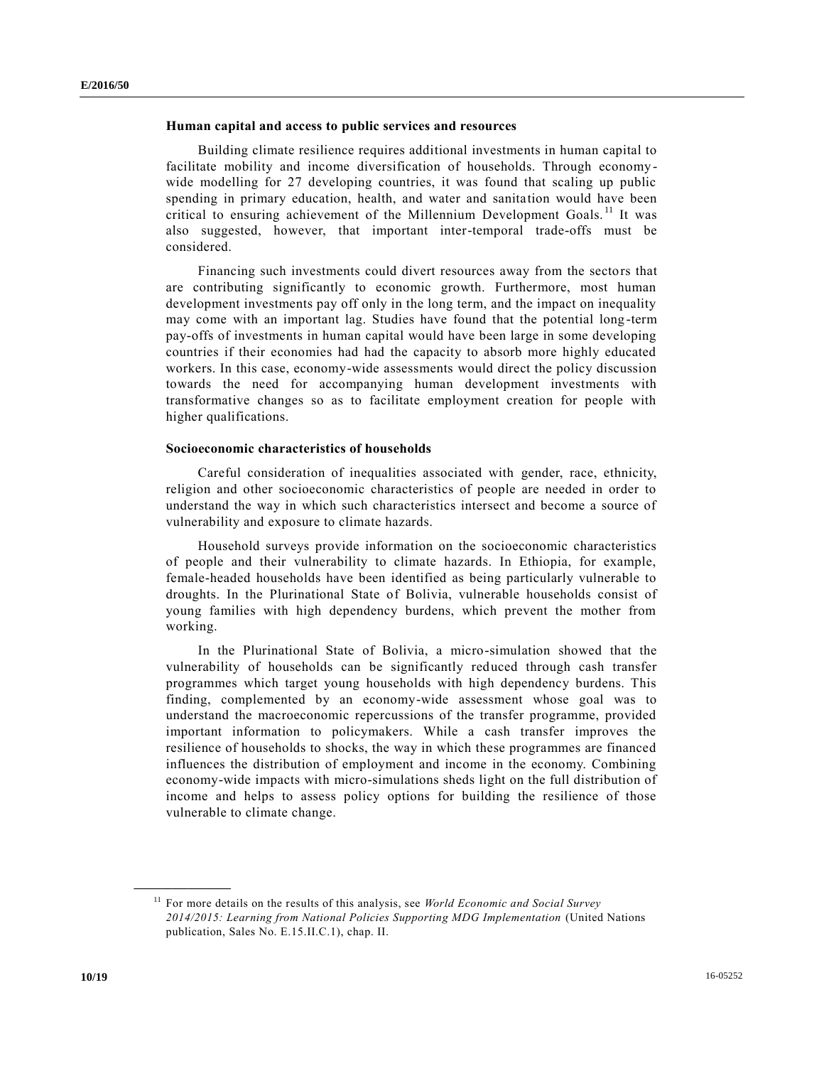### Human capital and access to public services and resources

Building climate resilience requires additional investments in human capital to facilitate mobility and income diversification of households. Through economy-wide modelling for 27 developing countries, it was found that scaling up public spending in primary education, health, and water and sanitation would have been critical to ensuring achievement of the Millennium Development Goals.[11] It was also suggested, however, that important inter-temporal trade-offs must be considered.

Financing such investments could divert resources away from the sectors that are contributing significantly to economic growth. Furthermore, most human development investments pay off only in the long term, and the impact on inequality may come with an important lag. Studies have found that the potential long-term pay-offs of investments in human capital would have been large in some developing countries if their economies had had the capacity to absorb more highly educated workers. In this case, economy-wide assessments would direct the policy discussion towards the need for accompanying human development investments with transformative changes so as to facilitate employment creation for people with higher qualifications.

### Socioeconomic characteristics of households

Careful consideration of inequalities associated with gender, race, ethnicity, religion and other socioeconomic characteristics of people are needed in order to understand the way in which such characteristics intersect and become a source of vulnerability and exposure to climate hazards.

Household surveys provide information on the socioeconomic characteristics of people and their vulnerability to climate hazards. In Ethiopia, for example, female-headed households have been identified as being particularly vulnerable to droughts. In the Plurinational State of Bolivia, vulnerable households consist of young families with high dependency burdens, which prevent the mother from working.

In the Plurinational State of Bolivia, a micro-simulation showed that the vulnerability of households can be significantly reduced through cash transfer programmes which target young households with high dependency burdens. This finding, complemented by an economy-wide assessment whose goal was to understand the macroeconomic repercussions of the transfer programme, provided important information to policymakers. While a cash transfer improves the resilience of households to shocks, the way in which these programmes are financed influences the distribution of employment and income in the economy. Combining economy-wide impacts with micro-simulations sheds light on the full distribution of income and helps to assess policy options for building the resilience of those vulnerable to climate change.

---

[11] For more details on the results of this analysis, see *World Economic and Social Survey 2014/2015: Learning from National Policies Supporting MDG Implementation* (United Nations publication, Sales No. E.15.II.C.1), chap. II.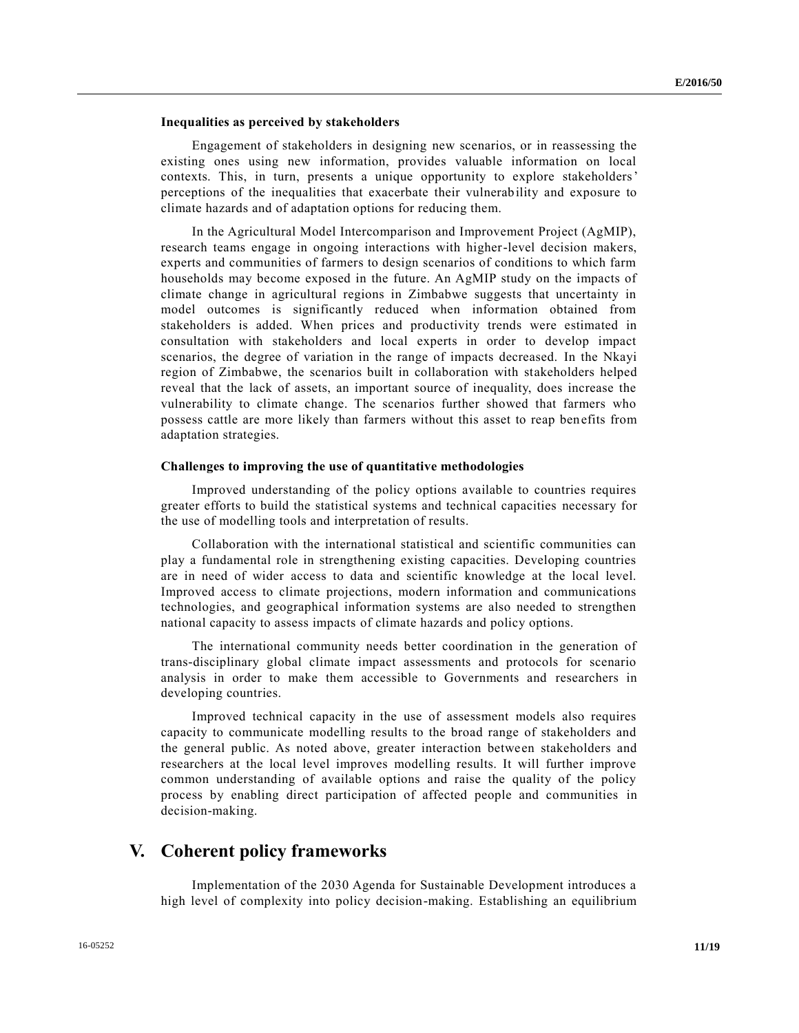**Inequalities as perceived by stakeholders**

Engagement of stakeholders in designing new scenarios, or in reassessing the existing ones using new information, provides valuable information on local contexts. This, in turn, presents a unique opportunity to explore stakeholders' perceptions of the inequalities that exacerbate their vulnerability and exposure to climate hazards and of adaptation options for reducing them.

In the Agricultural Model Intercomparison and Improvement Project (AgMIP), research teams engage in ongoing interactions with higher-level decision makers, experts and communities of farmers to design scenarios of conditions to which farm households may become exposed in the future. An AgMIP study on the impacts of climate change in agricultural regions in Zimbabwe suggests that uncertainty in model outcomes is significantly reduced when information obtained from stakeholders is added. When prices and productivity trends were estimated in consultation with stakeholders and local experts in order to develop impact scenarios, the degree of variation in the range of impacts decreased. In the Nkayi region of Zimbabwe, the scenarios built in collaboration with stakeholders helped reveal that the lack of assets, an important source of inequality, does increase the vulnerability to climate change. The scenarios further showed that farmers who possess cattle are more likely than farmers without this asset to reap benefits from adaptation strategies.

**Challenges to improving the use of quantitative methodologies**

Improved understanding of the policy options available to countries requires greater efforts to build the statistical systems and technical capacities necessary for the use of modelling tools and interpretation of results.

Collaboration with the international statistical and scientific communities can play a fundamental role in strengthening existing capacities. Developing countries are in need of wider access to data and scientific knowledge at the local level. Improved access to climate projections, modern information and communications technologies, and geographical information systems are also needed to strengthen national capacity to assess impacts of climate hazards and policy options.

The international community needs better coordination in the generation of trans-disciplinary global climate impact assessments and protocols for scenario analysis in order to make them accessible to Governments and researchers in developing countries.

Improved technical capacity in the use of assessment models also requires capacity to communicate modelling results to the broad range of stakeholders and the general public. As noted above, greater interaction between stakeholders and researchers at the local level improves modelling results. It will further improve common understanding of available options and raise the quality of the policy process by enabling direct participation of affected people and communities in decision-making.

## V. Coherent policy frameworks

Implementation of the 2030 Agenda for Sustainable Development introduces a high level of complexity into policy decision-making. Establishing an equilibrium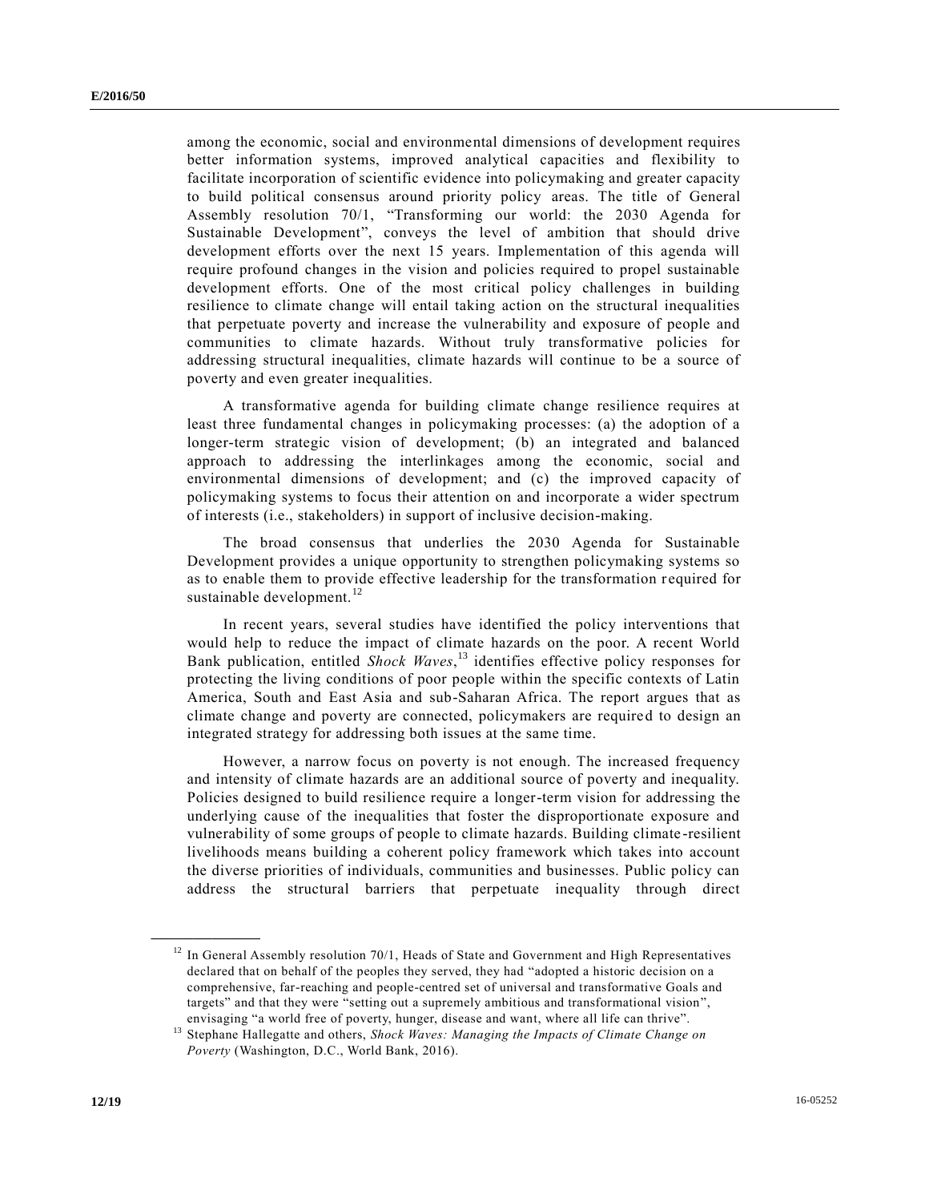among the economic, social and environmental dimensions of development requires better information systems, improved analytical capacities and flexibility to facilitate incorporation of scientific evidence into policymaking and greater capacity to build political consensus around priority policy areas. The title of General Assembly resolution 70/1, "Transforming our world: the 2030 Agenda for Sustainable Development", conveys the level of ambition that should drive development efforts over the next 15 years. Implementation of this agenda will require profound changes in the vision and policies required to propel sustainable development efforts. One of the most critical policy challenges in building resilience to climate change will entail taking action on the structural inequalities that perpetuate poverty and increase the vulnerability and exposure of people and communities to climate hazards. Without truly transformative policies for addressing structural inequalities, climate hazards will continue to be a source of poverty and even greater inequalities.

A transformative agenda for building climate change resilience requires at least three fundamental changes in policymaking processes: (a) the adoption of a longer-term strategic vision of development; (b) an integrated and balanced approach to addressing the interlinkages among the economic, social and environmental dimensions of development; and (c) the improved capacity of policymaking systems to focus their attention on and incorporate a wider spectrum of interests (i.e., stakeholders) in support of inclusive decision-making.

The broad consensus that underlies the 2030 Agenda for Sustainable Development provides a unique opportunity to strengthen policymaking systems so as to enable them to provide effective leadership for the transformation required for sustainable development.[12]

In recent years, several studies have identified the policy interventions that would help to reduce the impact of climate hazards on the poor. A recent World Bank publication, entitled *Shock Waves*,[13] identifies effective policy responses for protecting the living conditions of poor people within the specific contexts of Latin America, South and East Asia and sub-Saharan Africa. The report argues that as climate change and poverty are connected, policymakers are required to design an integrated strategy for addressing both issues at the same time.

However, a narrow focus on poverty is not enough. The increased frequency and intensity of climate hazards are an additional source of poverty and inequality. Policies designed to build resilience require a longer-term vision for addressing the underlying cause of the inequalities that foster the disproportionate exposure and vulnerability of some groups of people to climate hazards. Building climate-resilient livelihoods means building a coherent policy framework which takes into account the diverse priorities of individuals, communities and businesses. Public policy can address the structural barriers that perpetuate inequality through direct

---

[12] In General Assembly resolution 70/1, Heads of State and Government and High Representatives declared that on behalf of the peoples they served, they had "adopted a historic decision on a comprehensive, far-reaching and people-centred set of universal and transformative Goals and targets" and that they were "setting out a supremely ambitious and transformational vision", envisaging "a world free of poverty, hunger, disease and want, where all life can thrive".

[13] Stephane Hallegatte and others, *Shock Waves: Managing the Impacts of Climate Change on Poverty* (Washington, D.C., World Bank, 2016).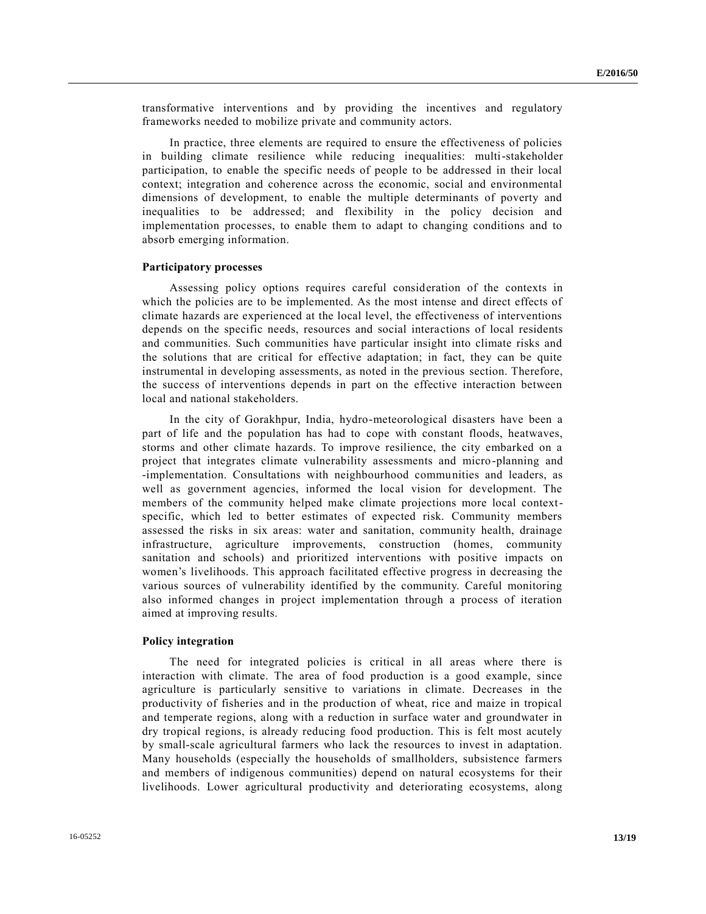transformative interventions and by providing the incentives and regulatory frameworks needed to mobilize private and community actors.

In practice, three elements are required to ensure the effectiveness of policies in building climate resilience while reducing inequalities: multi-stakeholder participation, to enable the specific needs of people to be addressed in their local context; integration and coherence across the economic, social and environmental dimensions of development, to enable the multiple determinants of poverty and inequalities to be addressed; and flexibility in the policy decision and implementation processes, to enable them to adapt to changing conditions and to absorb emerging information.

**Participatory processes**

Assessing policy options requires careful consideration of the contexts in which the policies are to be implemented. As the most intense and direct effects of climate hazards are experienced at the local level, the effectiveness of interventions depends on the specific needs, resources and social interactions of local residents and communities. Such communities have particular insight into climate risks and the solutions that are critical for effective adaptation; in fact, they can be quite instrumental in developing assessments, as noted in the previous section. Therefore, the success of interventions depends in part on the effective interaction between local and national stakeholders.

In the city of Gorakhpur, India, hydro-meteorological disasters have been a part of life and the population has had to cope with constant floods, heatwaves, storms and other climate hazards. To improve resilience, the city embarked on a project that integrates climate vulnerability assessments and micro-planning and -implementation. Consultations with neighbourhood communities and leaders, as well as government agencies, informed the local vision for development. The members of the community helped make climate projections more local context-specific, which led to better estimates of expected risk. Community members assessed the risks in six areas: water and sanitation, community health, drainage infrastructure, agriculture improvements, construction (homes, community sanitation and schools) and prioritized interventions with positive impacts on women's livelihoods. This approach facilitated effective progress in decreasing the various sources of vulnerability identified by the community. Careful monitoring also informed changes in project implementation through a process of iteration aimed at improving results.

**Policy integration**

The need for integrated policies is critical in all areas where there is interaction with climate. The area of food production is a good example, since agriculture is particularly sensitive to variations in climate. Decreases in the productivity of fisheries and in the production of wheat, rice and maize in tropical and temperate regions, along with a reduction in surface water and groundwater in dry tropical regions, is already reducing food production. This is felt most acutely by small-scale agricultural farmers who lack the resources to invest in adaptation. Many households (especially the households of smallholders, subsistence farmers and members of indigenous communities) depend on natural ecosystems for their livelihoods. Lower agricultural productivity and deteriorating ecosystems, along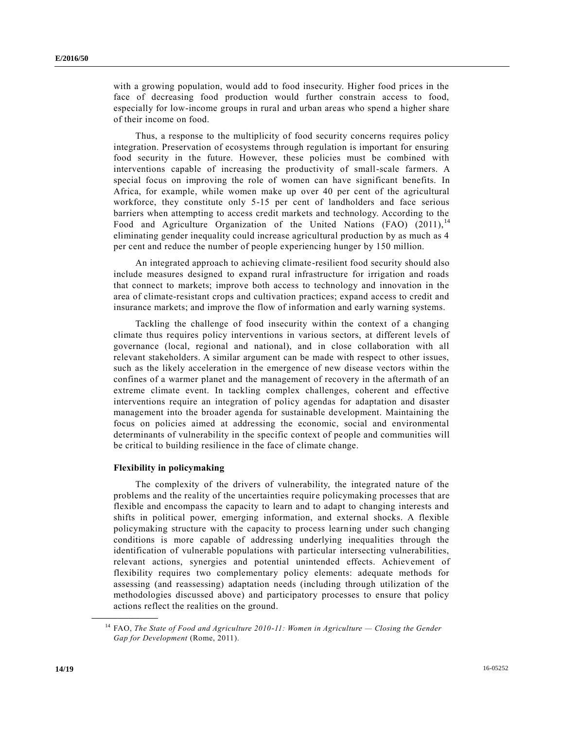with a growing population, would add to food insecurity. Higher food prices in the face of decreasing food production would further constrain access to food, especially for low-income groups in rural and urban areas who spend a higher share of their income on food.

Thus, a response to the multiplicity of food security concerns requires policy integration. Preservation of ecosystems through regulation is important for ensuring food security in the future. However, these policies must be combined with interventions capable of increasing the productivity of small-scale farmers. A special focus on improving the role of women can have significant benefits. In Africa, for example, while women make up over 40 per cent of the agricultural workforce, they constitute only 5-15 per cent of landholders and face serious barriers when attempting to access credit markets and technology. According to the Food and Agriculture Organization of the United Nations (FAO) (2011),[14] eliminating gender inequality could increase agricultural production by as much as 4 per cent and reduce the number of people experiencing hunger by 150 million.

An integrated approach to achieving climate-resilient food security should also include measures designed to expand rural infrastructure for irrigation and roads that connect to markets; improve both access to technology and innovation in the area of climate-resistant crops and cultivation practices; expand access to credit and insurance markets; and improve the flow of information and early warning systems.

Tackling the challenge of food insecurity within the context of a changing climate thus requires policy interventions in various sectors, at different levels of governance (local, regional and national), and in close collaboration with all relevant stakeholders. A similar argument can be made with respect to other issues, such as the likely acceleration in the emergence of new disease vectors within the confines of a warmer planet and the management of recovery in the aftermath of an extreme climate event. In tackling complex challenges, coherent and effective interventions require an integration of policy agendas for adaptation and disaster management into the broader agenda for sustainable development. Maintaining the focus on policies aimed at addressing the economic, social and environmental determinants of vulnerability in the specific context of people and communities will be critical to building resilience in the face of climate change.

**Flexibility in policymaking**

The complexity of the drivers of vulnerability, the integrated nature of the problems and the reality of the uncertainties require policymaking processes that are flexible and encompass the capacity to learn and to adapt to changing interests and shifts in political power, emerging information, and external shocks. A flexible policymaking structure with the capacity to process learning under such changing conditions is more capable of addressing underlying inequalities through the identification of vulnerable populations with particular intersecting vulnerabilities, relevant actions, synergies and potential unintended effects. Achievement of flexibility requires two complementary policy elements: adequate methods for assessing (and reassessing) adaptation needs (including through utilization of the methodologies discussed above) and participatory processes to ensure that policy actions reflect the realities on the ground.

---

[14] FAO, *The State of Food and Agriculture 2010-11: Women in Agriculture — Closing the Gender Gap for Development* (Rome, 2011).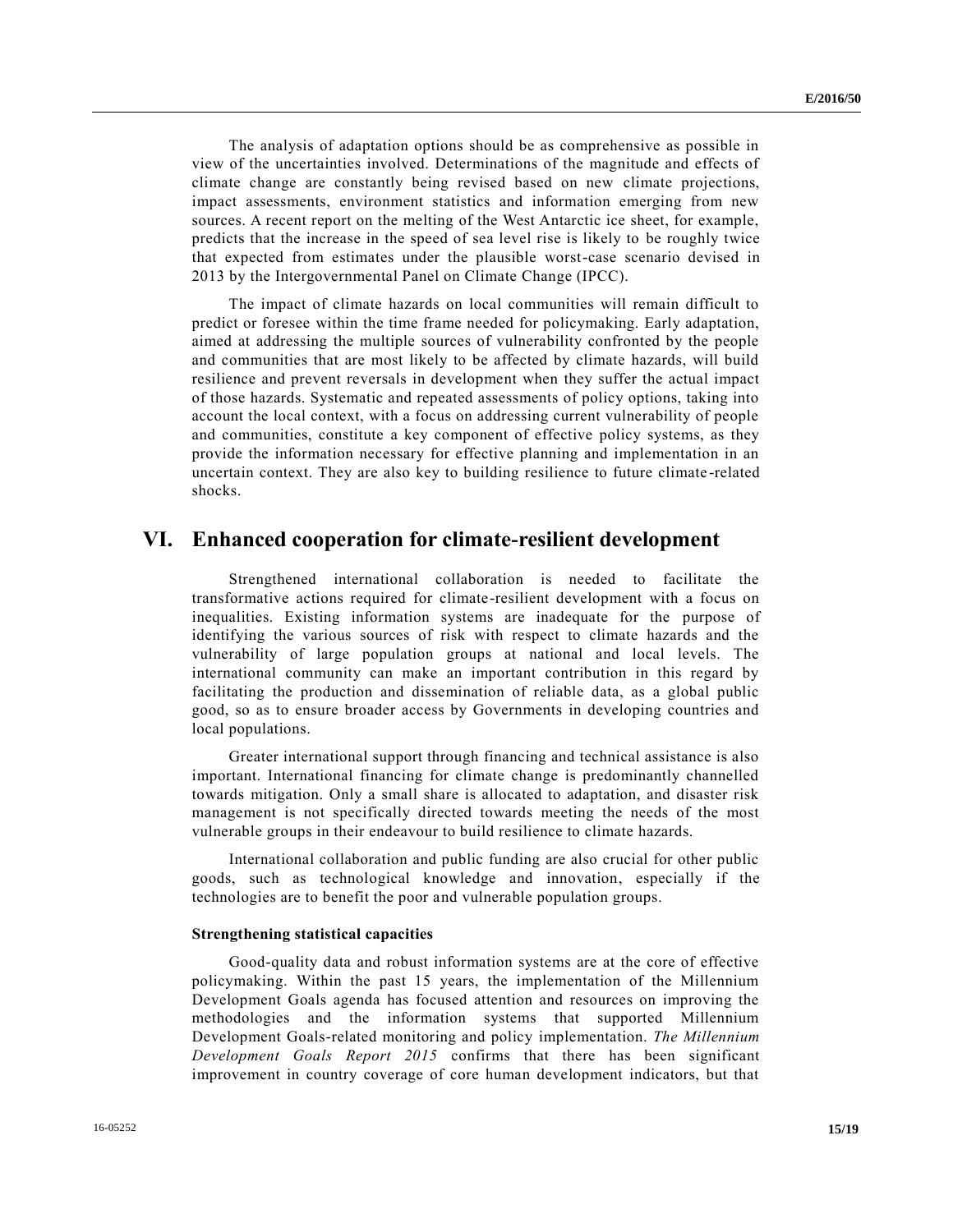The analysis of adaptation options should be as comprehensive as possible in view of the uncertainties involved. Determinations of the magnitude and effects of climate change are constantly being revised based on new climate projections, impact assessments, environment statistics and information emerging from new sources. A recent report on the melting of the West Antarctic ice sheet, for example, predicts that the increase in the speed of sea level rise is likely to be roughly twice that expected from estimates under the plausible worst-case scenario devised in 2013 by the Intergovernmental Panel on Climate Change (IPCC).

The impact of climate hazards on local communities will remain difficult to predict or foresee within the time frame needed for policymaking. Early adaptation, aimed at addressing the multiple sources of vulnerability confronted by the people and communities that are most likely to be affected by climate hazards, will build resilience and prevent reversals in development when they suffer the actual impact of those hazards. Systematic and repeated assessments of policy options, taking into account the local context, with a focus on addressing current vulnerability of people and communities, constitute a key component of effective policy systems, as they provide the information necessary for effective planning and implementation in an uncertain context. They are also key to building resilience to future climate-related shocks.

# VI. Enhanced cooperation for climate-resilient development

Strengthened international collaboration is needed to facilitate the transformative actions required for climate-resilient development with a focus on inequalities. Existing information systems are inadequate for the purpose of identifying the various sources of risk with respect to climate hazards and the vulnerability of large population groups at national and local levels. The international community can make an important contribution in this regard by facilitating the production and dissemination of reliable data, as a global public good, so as to ensure broader access by Governments in developing countries and local populations.

Greater international support through financing and technical assistance is also important. International financing for climate change is predominantly channelled towards mitigation. Only a small share is allocated to adaptation, and disaster risk management is not specifically directed towards meeting the needs of the most vulnerable groups in their endeavour to build resilience to climate hazards.

International collaboration and public funding are also crucial for other public goods, such as technological knowledge and innovation, especially if the technologies are to benefit the poor and vulnerable population groups.

**Strengthening statistical capacities**

Good-quality data and robust information systems are at the core of effective policymaking. Within the past 15 years, the implementation of the Millennium Development Goals agenda has focused attention and resources on improving the methodologies and the information systems that supported Millennium Development Goals-related monitoring and policy implementation. *The Millennium Development Goals Report 2015* confirms that there has been significant improvement in country coverage of core human development indicators, but that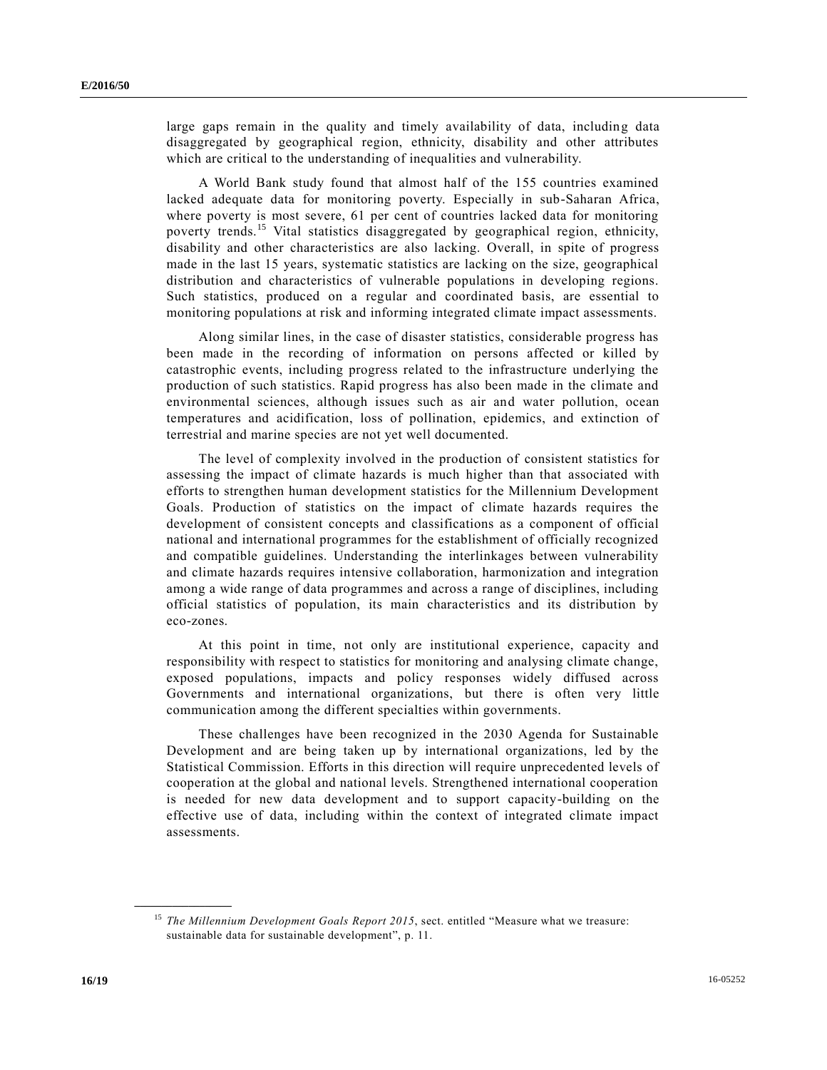large gaps remain in the quality and timely availability of data, including data disaggregated by geographical region, ethnicity, disability and other attributes which are critical to the understanding of inequalities and vulnerability.

A World Bank study found that almost half of the 155 countries examined lacked adequate data for monitoring poverty. Especially in sub-Saharan Africa, where poverty is most severe, 61 per cent of countries lacked data for monitoring poverty trends.[15] Vital statistics disaggregated by geographical region, ethnicity, disability and other characteristics are also lacking. Overall, in spite of progress made in the last 15 years, systematic statistics are lacking on the size, geographical distribution and characteristics of vulnerable populations in developing regions. Such statistics, produced on a regular and coordinated basis, are essential to monitoring populations at risk and informing integrated climate impact assessments.

Along similar lines, in the case of disaster statistics, considerable progress has been made in the recording of information on persons affected or killed by catastrophic events, including progress related to the infrastructure underlying the production of such statistics. Rapid progress has also been made in the climate and environmental sciences, although issues such as air and water pollution, ocean temperatures and acidification, loss of pollination, epidemics, and extinction of terrestrial and marine species are not yet well documented.

The level of complexity involved in the production of consistent statistics for assessing the impact of climate hazards is much higher than that associated with efforts to strengthen human development statistics for the Millennium Development Goals. Production of statistics on the impact of climate hazards requires the development of consistent concepts and classifications as a component of official national and international programmes for the establishment of officially recognized and compatible guidelines. Understanding the interlinkages between vulnerability and climate hazards requires intensive collaboration, harmonization and integration among a wide range of data programmes and across a range of disciplines, including official statistics of population, its main characteristics and its distribution by eco-zones.

At this point in time, not only are institutional experience, capacity and responsibility with respect to statistics for monitoring and analysing climate change, exposed populations, impacts and policy responses widely diffused across Governments and international organizations, but there is often very little communication among the different specialties within governments.

These challenges have been recognized in the 2030 Agenda for Sustainable Development and are being taken up by international organizations, led by the Statistical Commission. Efforts in this direction will require unprecedented levels of cooperation at the global and national levels. Strengthened international cooperation is needed for new data development and to support capacity-building on the effective use of data, including within the context of integrated climate impact assessments.

---

[15] *The Millennium Development Goals Report 2015*, sect. entitled "Measure what we treasure: sustainable data for sustainable development", p. 11.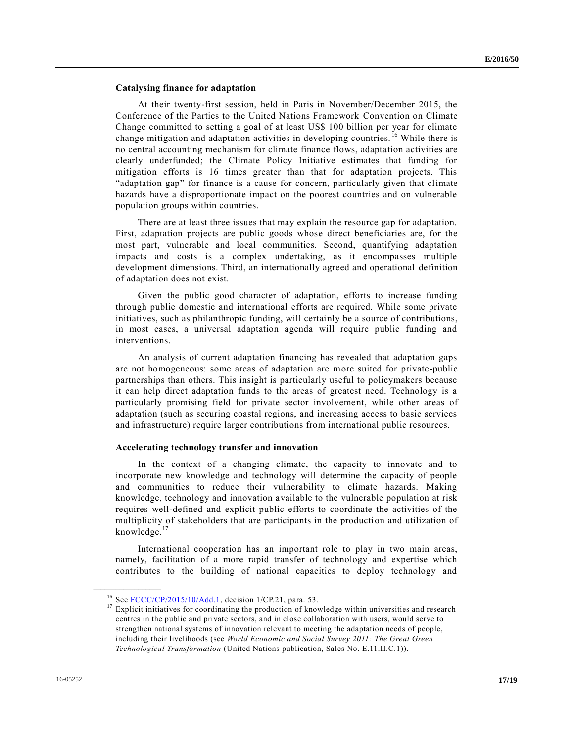**Catalysing finance for adaptation**

At their twenty-first session, held in Paris in November/December 2015, the Conference of the Parties to the United Nations Framework Convention on Climate Change committed to setting a goal of at least US$ 100 billion per year for climate change mitigation and adaptation activities in developing countries.[16] While there is no central accounting mechanism for climate finance flows, adaptation activities are clearly underfunded; the Climate Policy Initiative estimates that funding for mitigation efforts is 16 times greater than that for adaptation projects. This "adaptation gap" for finance is a cause for concern, particularly given that climate hazards have a disproportionate impact on the poorest countries and on vulnerable population groups within countries.

There are at least three issues that may explain the resource gap for adaptation. First, adaptation projects are public goods whose direct beneficiaries are, for the most part, vulnerable and local communities. Second, quantifying adaptation impacts and costs is a complex undertaking, as it encompasses multiple development dimensions. Third, an internationally agreed and operational definition of adaptation does not exist.

Given the public good character of adaptation, efforts to increase funding through public domestic and international efforts are required. While some private initiatives, such as philanthropic funding, will certainly be a source of contributions, in most cases, a universal adaptation agenda will require public funding and interventions.

An analysis of current adaptation financing has revealed that adaptation gaps are not homogeneous: some areas of adaptation are more suited for private-public partnerships than others. This insight is particularly useful to policymakers because it can help direct adaptation funds to the areas of greatest need. Technology is a particularly promising field for private sector involvement, while other areas of adaptation (such as securing coastal regions, and increasing access to basic services and infrastructure) require larger contributions from international public resources.

**Accelerating technology transfer and innovation**

In the context of a changing climate, the capacity to innovate and to incorporate new knowledge and technology will determine the capacity of people and communities to reduce their vulnerability to climate hazards. Making knowledge, technology and innovation available to the vulnerable population at risk requires well-defined and explicit public efforts to coordinate the activities of the multiplicity of stakeholders that are participants in the production and utilization of knowledge.[17]

International cooperation has an important role to play in two main areas, namely, facilitation of a more rapid transfer of technology and expertise which contributes to the building of national capacities to deploy technology and

---

[16] See FCCC/CP/2015/10/Add.1, decision 1/CP.21, para. 53.

[17] Explicit initiatives for coordinating the production of knowledge within universities and research centres in the public and private sectors, and in close collaboration with users, would serve to strengthen national systems of innovation relevant to meeting the adaptation needs of people, including their livelihoods (see *World Economic and Social Survey 2011: The Great Green Technological Transformation* (United Nations publication, Sales No. E.11.II.C.1)).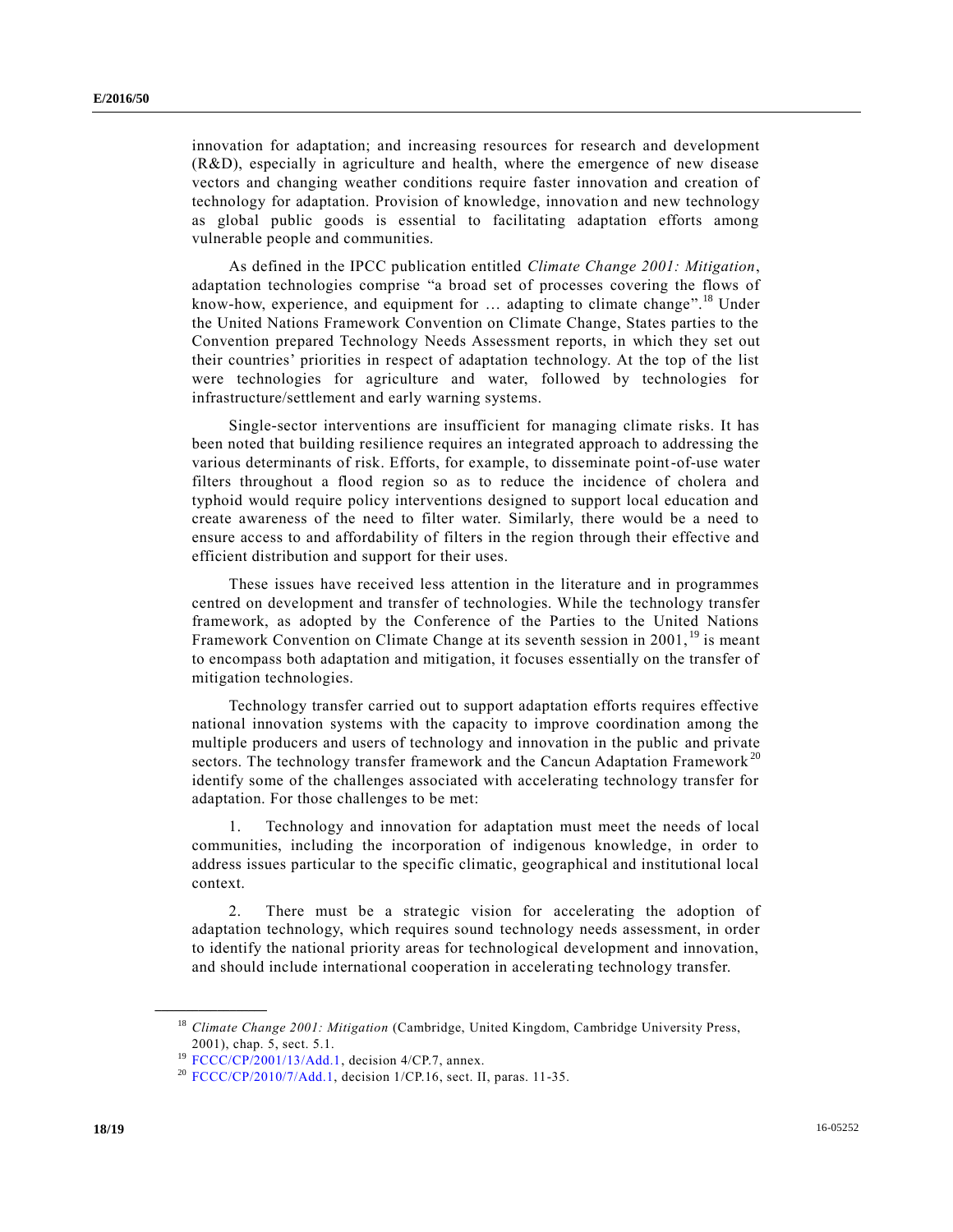innovation for adaptation; and increasing resources for research and development (R&D), especially in agriculture and health, where the emergence of new disease vectors and changing weather conditions require faster innovation and creation of technology for adaptation. Provision of knowledge, innovation and new technology as global public goods is essential to facilitating adaptation efforts among vulnerable people and communities.

As defined in the IPCC publication entitled *Climate Change 2001: Mitigation*, adaptation technologies comprise "a broad set of processes covering the flows of know-how, experience, and equipment for … adapting to climate change".[18] Under the United Nations Framework Convention on Climate Change, States parties to the Convention prepared Technology Needs Assessment reports, in which they set out their countries' priorities in respect of adaptation technology. At the top of the list were technologies for agriculture and water, followed by technologies for infrastructure/settlement and early warning systems.

Single-sector interventions are insufficient for managing climate risks. It has been noted that building resilience requires an integrated approach to addressing the various determinants of risk. Efforts, for example, to disseminate point-of-use water filters throughout a flood region so as to reduce the incidence of cholera and typhoid would require policy interventions designed to support local education and create awareness of the need to filter water. Similarly, there would be a need to ensure access to and affordability of filters in the region through their effective and efficient distribution and support for their uses.

These issues have received less attention in the literature and in programmes centred on development and transfer of technologies. While the technology transfer framework, as adopted by the Conference of the Parties to the United Nations Framework Convention on Climate Change at its seventh session in 2001,[19] is meant to encompass both adaptation and mitigation, it focuses essentially on the transfer of mitigation technologies.

Technology transfer carried out to support adaptation efforts requires effective national innovation systems with the capacity to improve coordination among the multiple producers and users of technology and innovation in the public and private sectors. The technology transfer framework and the Cancun Adaptation Framework[20] identify some of the challenges associated with accelerating technology transfer for adaptation. For those challenges to be met:

1. Technology and innovation for adaptation must meet the needs of local communities, including the incorporation of indigenous knowledge, in order to address issues particular to the specific climatic, geographical and institutional local context.

2. There must be a strategic vision for accelerating the adoption of adaptation technology, which requires sound technology needs assessment, in order to identify the national priority areas for technological development and innovation, and should include international cooperation in accelerating technology transfer.

---

[18] *Climate Change 2001: Mitigation* (Cambridge, United Kingdom, Cambridge University Press, 2001), chap. 5, sect. 5.1.

[19] FCCC/CP/2001/13/Add.1, decision 4/CP.7, annex.

[20] FCCC/CP/2010/7/Add.1, decision 1/CP.16, sect. II, paras. 11-35.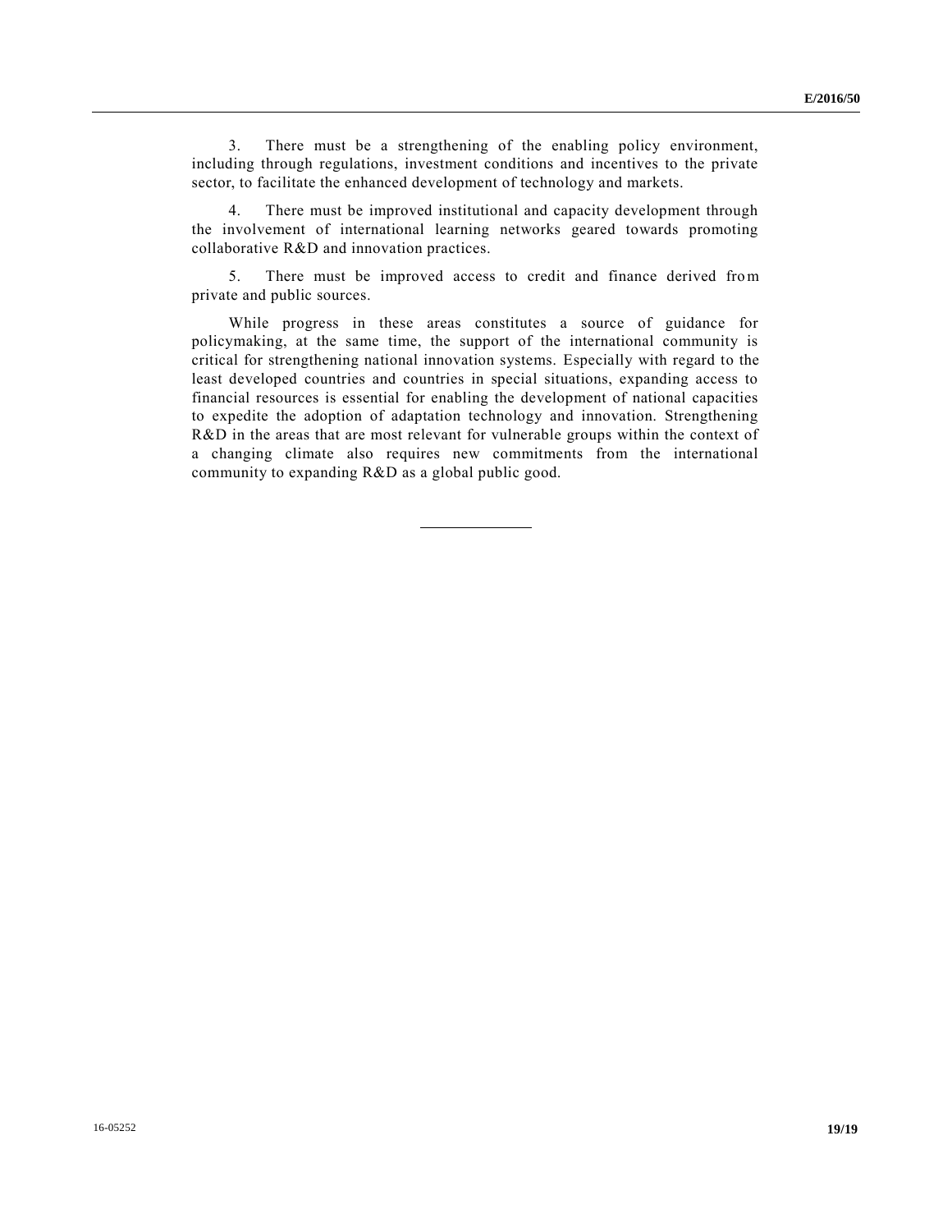3. There must be a strengthening of the enabling policy environment, including through regulations, investment conditions and incentives to the private sector, to facilitate the enhanced development of technology and markets.

4. There must be improved institutional and capacity development through the involvement of international learning networks geared towards promoting collaborative R&D and innovation practices.

5. There must be improved access to credit and finance derived from private and public sources.

While progress in these areas constitutes a source of guidance for policymaking, at the same time, the support of the international community is critical for strengthening national innovation systems. Especially with regard to the least developed countries and countries in special situations, expanding access to financial resources is essential for enabling the development of national capacities to expedite the adoption of adaptation technology and innovation. Strengthening R&D in the areas that are most relevant for vulnerable groups within the context of a changing climate also requires new commitments from the international community to expanding R&D as a global public good.